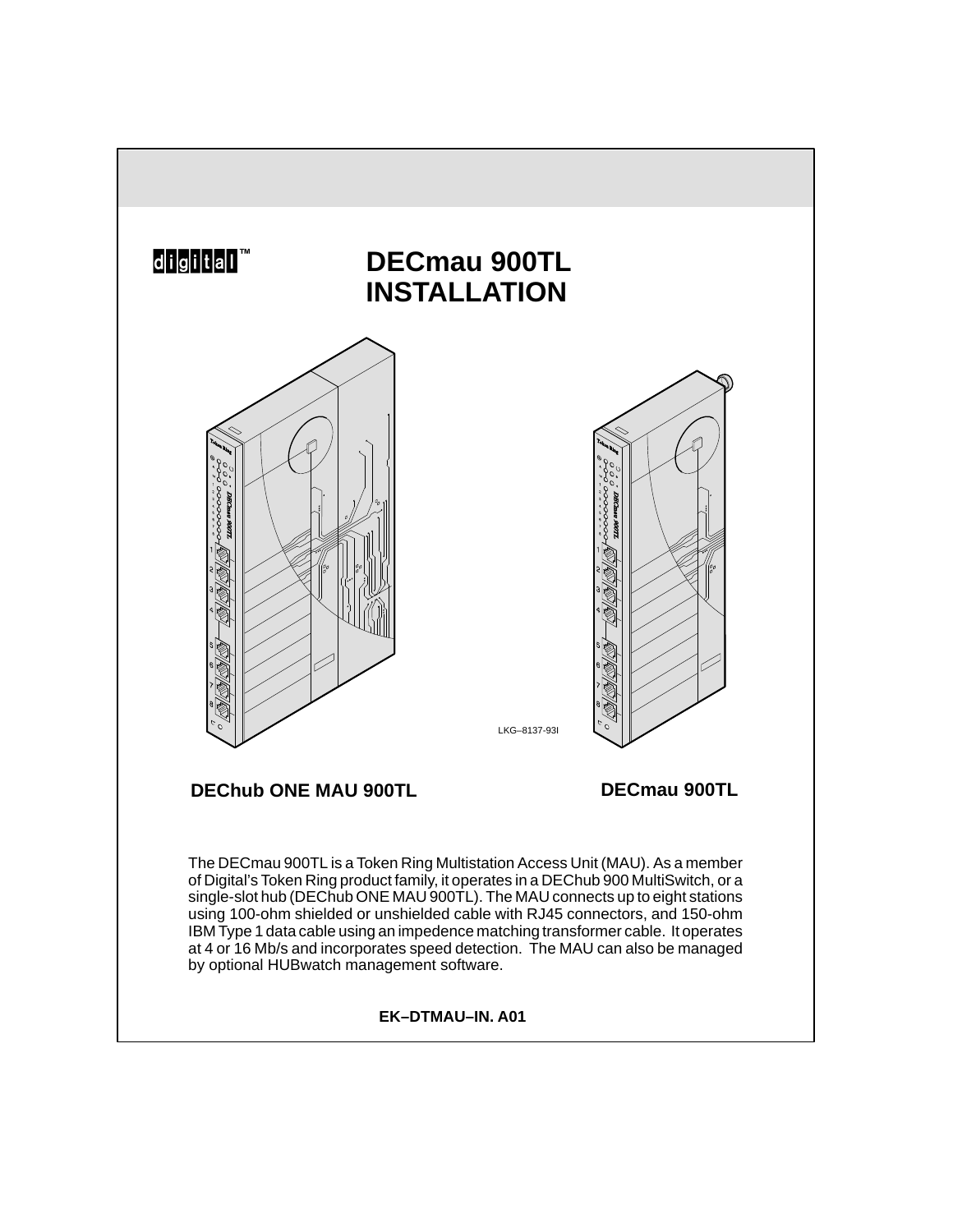digital™

# DECmau 900TL INSTALLATION

LKG–8137-93I

**DEChub ONE MAU 900TL**

**DECmau 900TL**

The DECmau 900TL is a Token Ring Multistation Access Unit (MAU). As a member of Digital's Token Ring product family, it operates in a DEChub 900 MultiSwitch, or a single-slot hub (DEChub ONE MAU 900TL). The MAU connects up to eight stations using 100-ohm shielded or unshielded cable with RJ45 connectors, and 150-ohm IBM Type 1 data cable using an impedence matching transformer cable. It operates at 4 or 16 Mb/s and incorporates speed detection. The MAU can also be managed by optional HUBwatch management software.

**EK–DTMAU–IN. A01**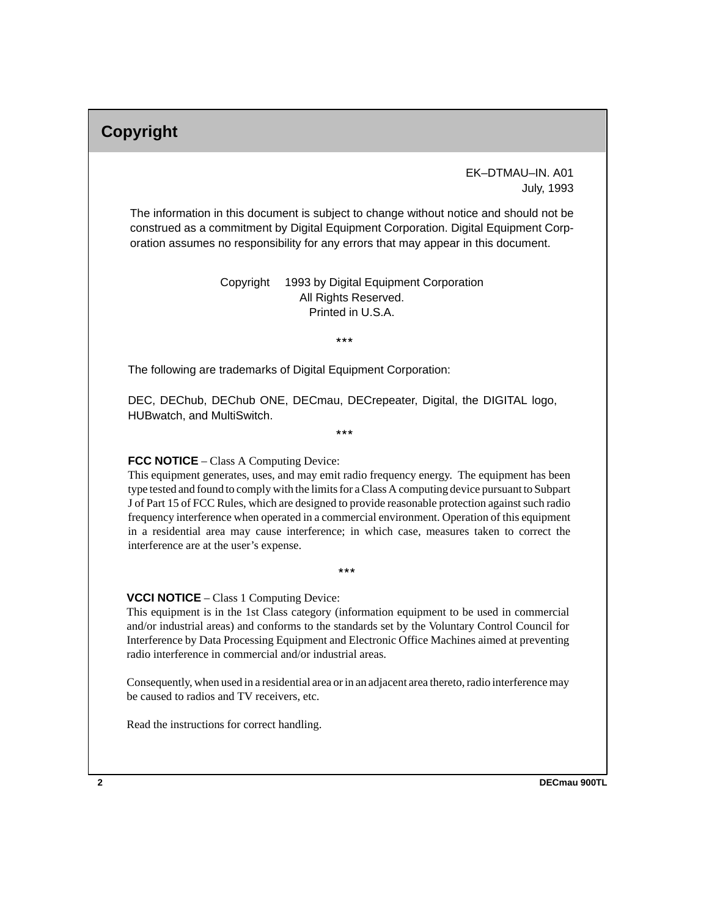# Copyright

EK–DTMAU–IN. A01
July, 1993

The information in this document is subject to change without notice and should not be construed as a commitment by Digital Equipment Corporation. Digital Equipment Corporation assumes no responsibility for any errors that may appear in this document.

Copyright 1993 by Digital Equipment Corporation
All Rights Reserved.
Printed in U.S.A.

***

The following are trademarks of Digital Equipment Corporation:

DEC, DEChub, DEChub ONE, DECmau, DECrepeater, Digital, the DIGITAL logo, HUBwatch, and MultiSwitch.

***

**FCC NOTICE** – Class A Computing Device:
This equipment generates, uses, and may emit radio frequency energy. The equipment has been type tested and found to comply with the limits for a Class A computing device pursuant to Subpart J of Part 15 of FCC Rules, which are designed to provide reasonable protection against such radio frequency interference when operated in a commercial environment. Operation of this equipment in a residential area may cause interference; in which case, measures taken to correct the interference are at the user's expense.

***

**VCCI NOTICE** – Class 1 Computing Device:
This equipment is in the 1st Class category (information equipment to be used in commercial and/or industrial areas) and conforms to the standards set by the Voluntary Control Council for Interference by Data Processing Equipment and Electronic Office Machines aimed at preventing radio interference in commercial and/or industrial areas.

Consequently, when used in a residential area or in an adjacent area thereto, radio interference may be caused to radios and TV receivers, etc.

Read the instructions for correct handling.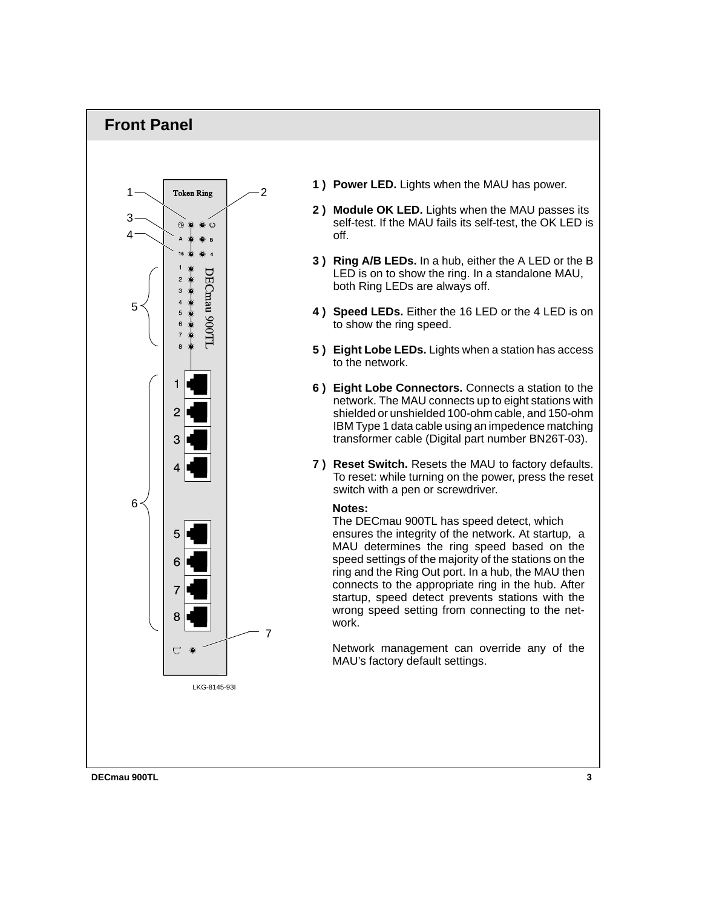## Front Panel

1 ) **Power LED.** Lights when the MAU has power.

2 ) **Module OK LED.** Lights when the MAU passes its self-test. If the MAU fails its self-test, the OK LED is off.

3 ) **Ring A/B LEDs.** In a hub, either the A LED or the B LED is on to show the ring. In a standalone MAU, both Ring LEDs are always off.

4 ) **Speed LEDs.** Either the 16 LED or the 4 LED is on to show the ring speed.

5 ) **Eight Lobe LEDs.** Lights when a station has access to the network.

6 ) **Eight Lobe Connectors.** Connects a station to the network. The MAU connects up to eight stations with shielded or unshielded 100-ohm cable, and 150-ohm IBM Type 1 data cable using an impedence matching transformer cable (Digital part number BN26T-03).

7 ) **Reset Switch.** Resets the MAU to factory defaults. To reset: while turning on the power, press the reset switch with a pen or screwdriver.

**Notes:**

The DECmau 900TL has speed detect, which ensures the integrity of the network. At startup, a MAU determines the ring speed based on the speed settings of the majority of the stations on the ring and the Ring Out port. In a hub, the MAU then connects to the appropriate ring in the hub. After startup, speed detect prevents stations with the wrong speed setting from connecting to the network.

Network management can override any of the MAU's factory default settings.

LKG-8145-93I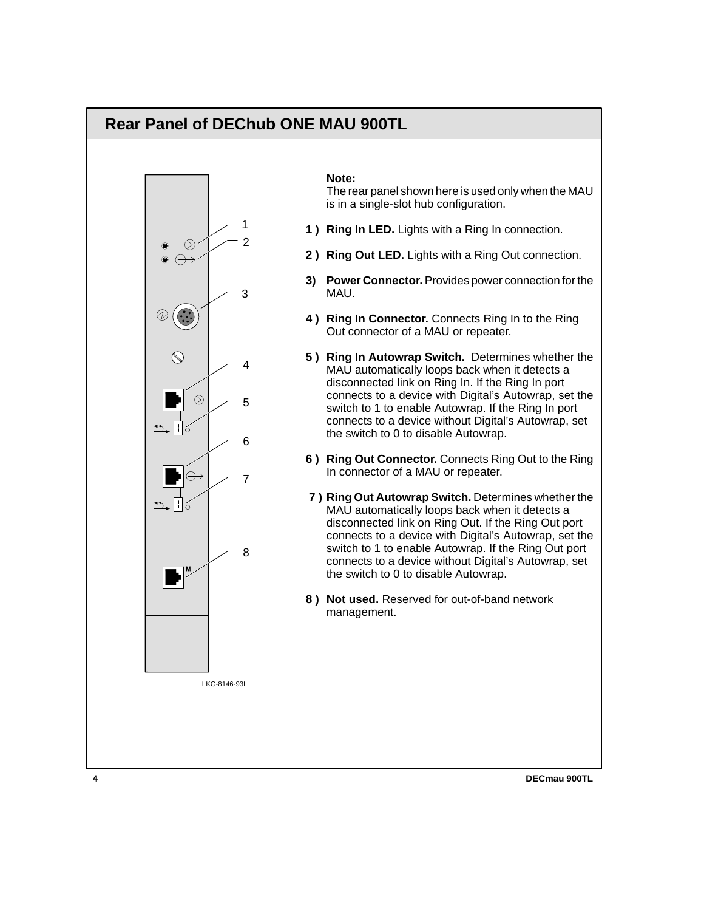## Rear Panel of DEChub ONE MAU 900TL

LKG-8146-93I

**Note:**
The rear panel shown here is used only when the MAU is in a single-slot hub configuration.

1 ) **Ring In LED.** Lights with a Ring In connection.

2 ) **Ring Out LED.** Lights with a Ring Out connection.

3) **Power Connector.** Provides power connection for the MAU.

4 ) **Ring In Connector.** Connects Ring In to the Ring Out connector of a MAU or repeater.

5 ) **Ring In Autowrap Switch.** Determines whether the MAU automatically loops back when it detects a disconnected link on Ring In. If the Ring In port connects to a device with Digital's Autowrap, set the switch to 1 to enable Autowrap. If the Ring In port connects to a device without Digital's Autowrap, set the switch to 0 to disable Autowrap.

6 ) **Ring Out Connector.** Connects Ring Out to the Ring In connector of a MAU or repeater.

7 ) **Ring Out Autowrap Switch.** Determines whether the MAU automatically loops back when it detects a disconnected link on Ring Out. If the Ring Out port connects to a device with Digital's Autowrap, set the switch to 1 to enable Autowrap. If the Ring Out port connects to a device without Digital's Autowrap, set the switch to 0 to disable Autowrap.

8 ) **Not used.** Reserved for out-of-band network management.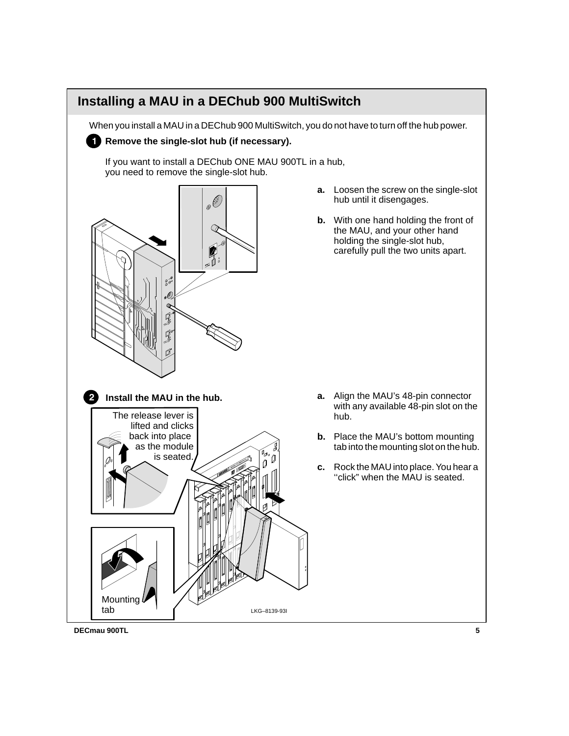## Installing a MAU in a DEChub 900 MultiSwitch

When you install a MAU in a DEChub 900 MultiSwitch, you do not have to turn off the hub power.

### 1 Remove the single-slot hub (if necessary).

If you want to install a DEChub ONE MAU 900TL in a hub, you need to remove the single-slot hub.

**a.** Loosen the screw on the single-slot hub until it disengages.

**b.** With one hand holding the front of the MAU, and your other hand holding the single-slot hub, carefully pull the two units apart.

### 2 Install the MAU in the hub.

The release lever is lifted and clicks back into place as the module is seated.

Mounting tab

LKG–8139-93I

**a.** Align the MAU's 48-pin connector with any available 48-pin slot on the hub.

**b.** Place the MAU's bottom mounting tab into the mounting slot on the hub.

**c.** Rock the MAU into place. You hear a ''click" when the MAU is seated.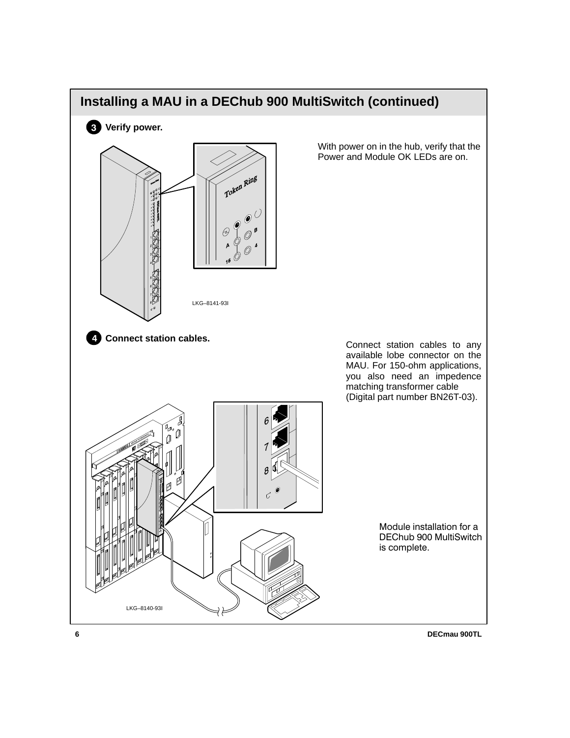## Installing a MAU in a DEChub 900 MultiSwitch (continued)

### 3 Verify power.

With power on in the hub, verify that the Power and Module OK LEDs are on.

LKG–8141-93I

### 4 Connect station cables.

Connect station cables to any available lobe connector on the MAU. For 150-ohm applications, you also need an impedence matching transformer cable (Digital part number BN26T-03).

LKG–8140-93I

Module installation for a DEChub 900 MultiSwitch is complete.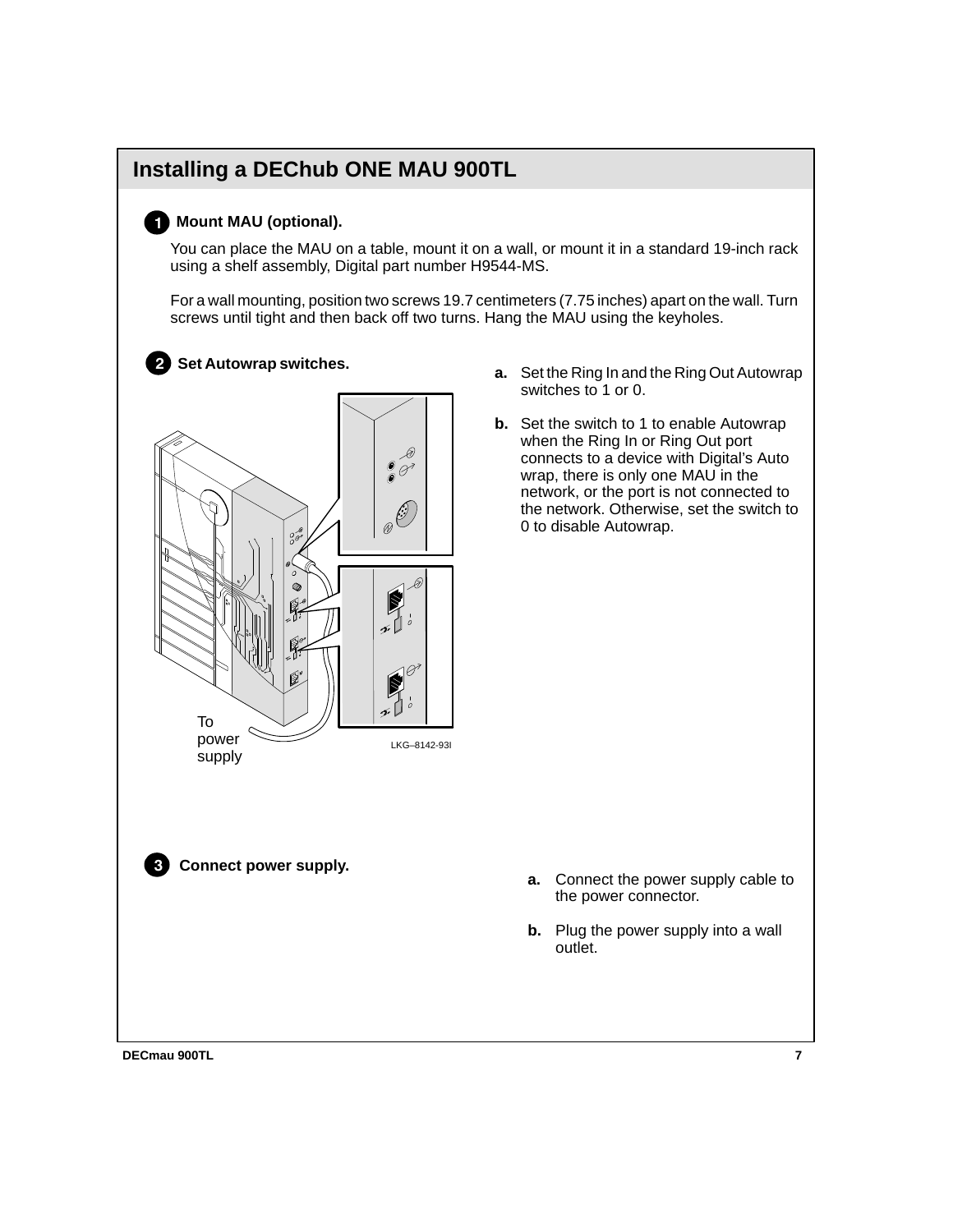## Installing a DECchub ONE MAU 900TL

**1 Mount MAU (optional).**

You can place the MAU on a table, mount it on a wall, or mount it in a standard 19-inch rack using a shelf assembly, Digital part number H9544-MS.

For a wall mounting, position two screws 19.7 centimeters (7.75 inches) apart on the wall. Turn screws until tight and then back off two turns. Hang the MAU using the keyholes.

**2 Set Autowrap switches.**

To power supply

LKG–8142-93I

**a.** Set the Ring In and the Ring Out Autowrap switches to 1 or 0.

**b.** Set the switch to 1 to enable Autowrap when the Ring In or Ring Out port connects to a device with Digital's Auto wrap, there is only one MAU in the network, or the port is not connected to the network. Otherwise, set the switch to 0 to disable Autowrap.

**3 Connect power supply.**

**a.** Connect the power supply cable to the power connector.

**b.** Plug the power supply into a wall outlet.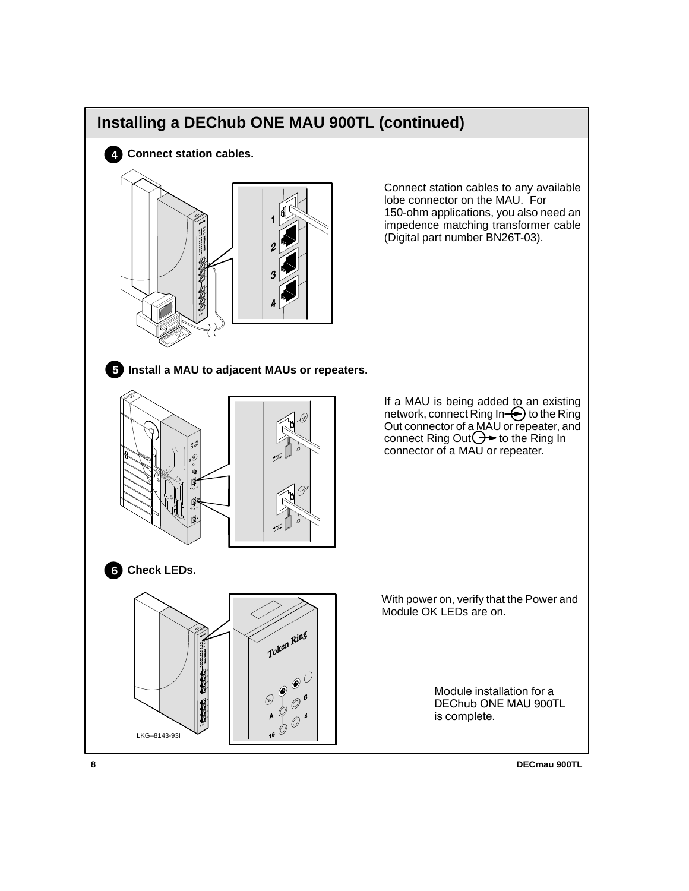# Installing a DEChub ONE MAU 900TL (continued)

## 4 Connect station cables.

Connect station cables to any available lobe connector on the MAU. For 150-ohm applications, you also need an impedence matching transformer cable (Digital part number BN26T-03).

## 5 Install a MAU to adjacent MAUs or repeaters.

If a MAU is being added to an existing network, connect Ring In to the Ring Out connector of a MAU or repeater, and connect Ring Out to the Ring In connector of a MAU or repeater.

## 6 Check LEDs.

With power on, verify that the Power and Module OK LEDs are on.

Module installation for a DEChub ONE MAU 900TL is complete.

LKG–8143-93I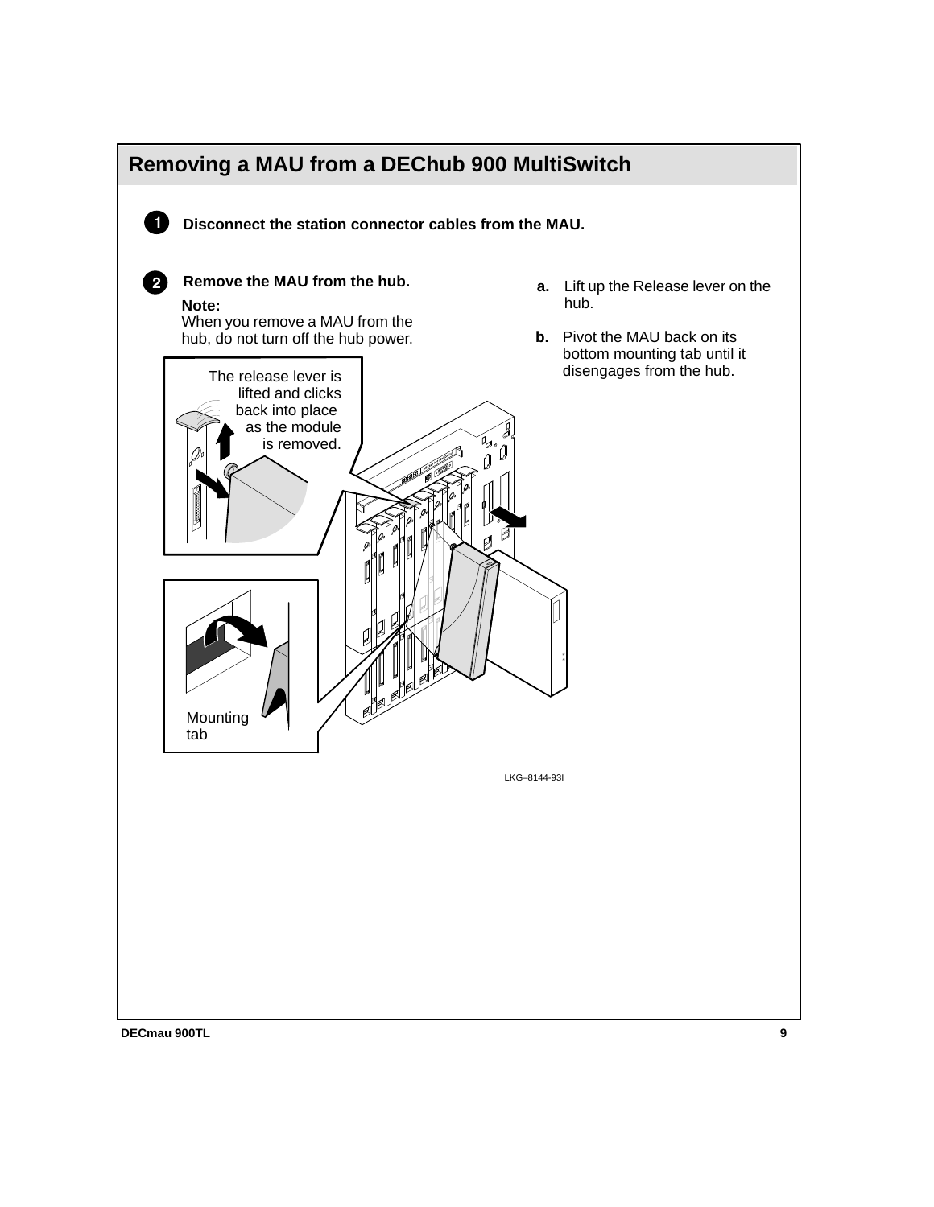# Removing a MAU from a DEChub 900 MultiSwitch

**1** **Disconnect the station connector cables from the MAU.**

**2** **Remove the MAU from the hub.**

**Note:**
When you remove a MAU from the hub, do not turn off the hub power.

**a.** Lift up the Release lever on the hub.

**b.** Pivot the MAU back on its bottom mounting tab until it disengages from the hub.

The release lever is lifted and clicks back into place as the module is removed.

Mounting tab

LKG–8144-93I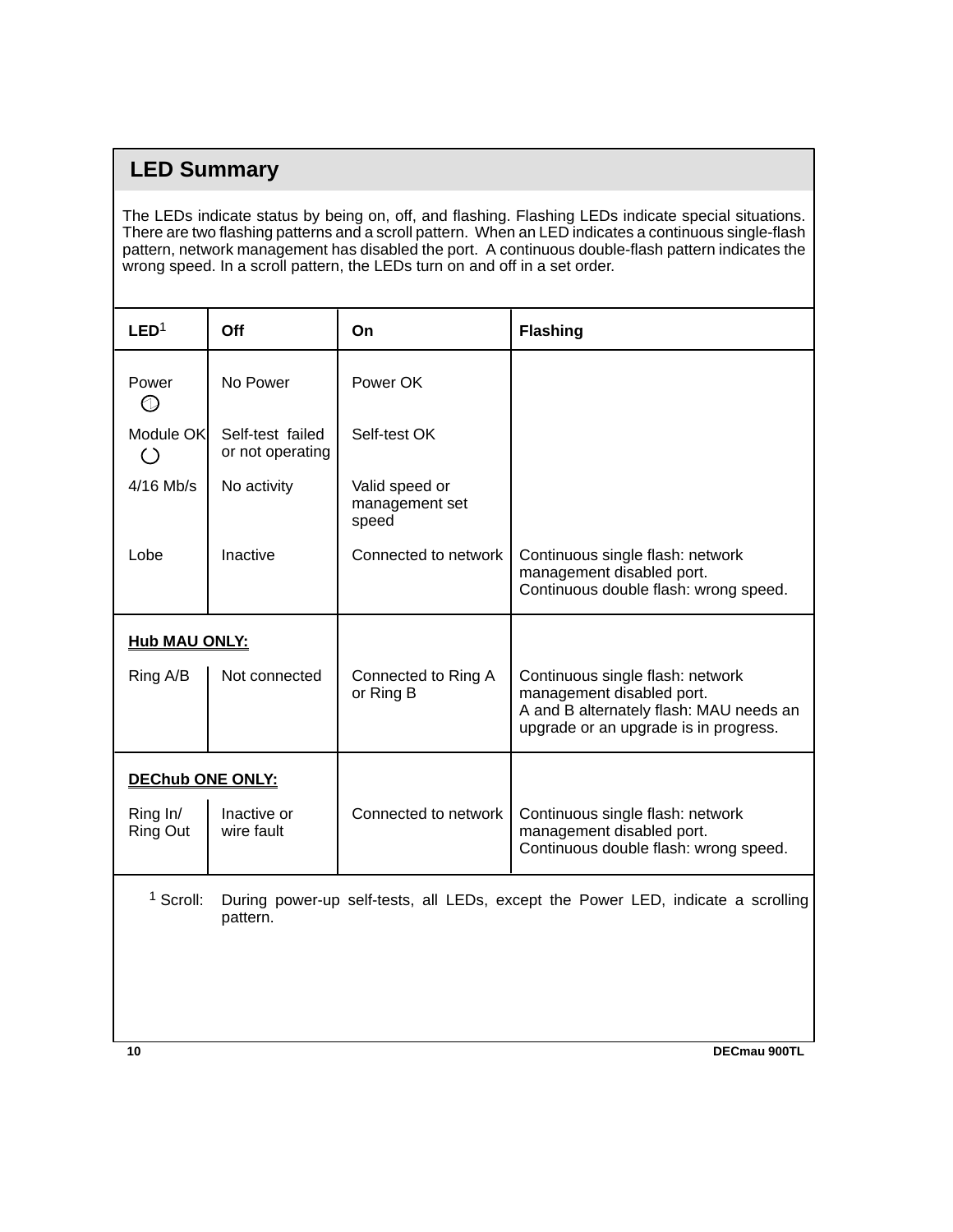## LED Summary

The LEDs indicate status by being on, off, and flashing. Flashing LEDs indicate special situations. There are two flashing patterns and a scroll pattern. When an LED indicates a continuous single-flash pattern, network management has disabled the port. A continuous double-flash pattern indicates the wrong speed. In a scroll pattern, the LEDs turn on and off in a set order.

| LED[1] | Off | On | Flashing |
|---|---|---|---|
| Power | No Power | Power OK | |
| Module OK | Self-test failed or not operating | Self-test OK | |
| 4/16 Mb/s | No activity | Valid speed or management set speed | |
| Lobe | Inactive | Connected to network | Continuous single flash: network management disabled port.<br>Continuous double flash: wrong speed. |
| **Hub MAU ONLY:** | | | |
| Ring A/B | Not connected | Connected to Ring A or Ring B | Continuous single flash: network management disabled port.<br>A and B alternately flash: MAU needs an upgrade or an upgrade is in progress. |
| **DEChub ONE ONLY:** | | | |
| Ring In/ Ring Out | Inactive or wire fault | Connected to network | Continuous single flash: network management disabled port.<br>Continuous double flash: wrong speed. |

[1] Scroll: During power-up self-tests, all LEDs, except the Power LED, indicate a scrolling pattern.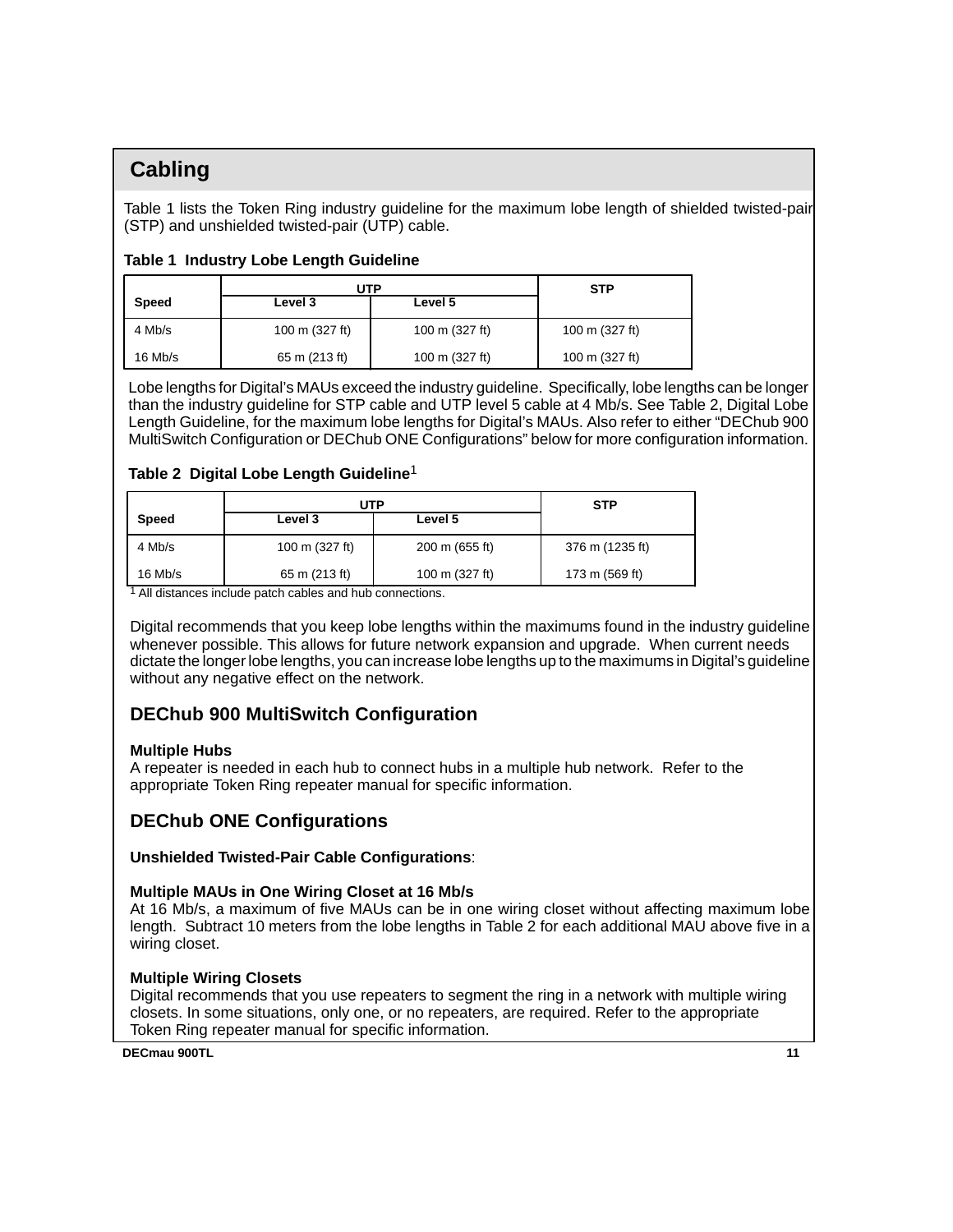## Cabling

Table 1 lists the Token Ring industry guideline for the maximum lobe length of shielded twisted-pair (STP) and unshielded twisted-pair (UTP) cable.

**Table 1 Industry Lobe Length Guideline**

| Speed | UTP | | STP |
|---|---|---|---|
| | Level 3 | Level 5 | |
| 4 Mb/s | 100 m (327 ft) | 100 m (327 ft) | 100 m (327 ft) |
| 16 Mb/s | 65 m (213 ft) | 100 m (327 ft) | 100 m (327 ft) |

Lobe lengths for Digital's MAUs exceed the industry guideline. Specifically, lobe lengths can be longer than the industry guideline for STP cable and UTP level 5 cable at 4 Mb/s. See Table 2, Digital Lobe Length Guideline, for the maximum lobe lengths for Digital's MAUs. Also refer to either "DEChub 900 MultiSwitch Configuration or DEChub ONE Configurations" below for more configuration information.

**Table 2 Digital Lobe Length Guideline**[1]

| Speed | UTP | | STP |
|---|---|---|---|
| | Level 3 | Level 5 | |
| 4 Mb/s | 100 m (327 ft) | 200 m (655 ft) | 376 m (1235 ft) |
| 16 Mb/s | 65 m (213 ft) | 100 m (327 ft) | 173 m (569 ft) |

[1] All distances include patch cables and hub connections.

Digital recommends that you keep lobe lengths within the maximums found in the industry guideline whenever possible. This allows for future network expansion and upgrade. When current needs dictate the longer lobe lengths, you can increase lobe lengths up to the maximums in Digital's guideline without any negative effect on the network.

### DEChub 900 MultiSwitch Configuration

**Multiple Hubs**
A repeater is needed in each hub to connect hubs in a multiple hub network. Refer to the appropriate Token Ring repeater manual for specific information.

### DEChub ONE Configurations

**Unshielded Twisted-Pair Cable Configurations**:

**Multiple MAUs in One Wiring Closet at 16 Mb/s**
At 16 Mb/s, a maximum of five MAUs can be in one wiring closet without affecting maximum lobe length. Subtract 10 meters from the lobe lengths in Table 2 for each additional MAU above five in a wiring closet.

**Multiple Wiring Closets**
Digital recommends that you use repeaters to segment the ring in a network with multiple wiring closets. In some situations, only one, or no repeaters, are required. Refer to the appropriate Token Ring repeater manual for specific information.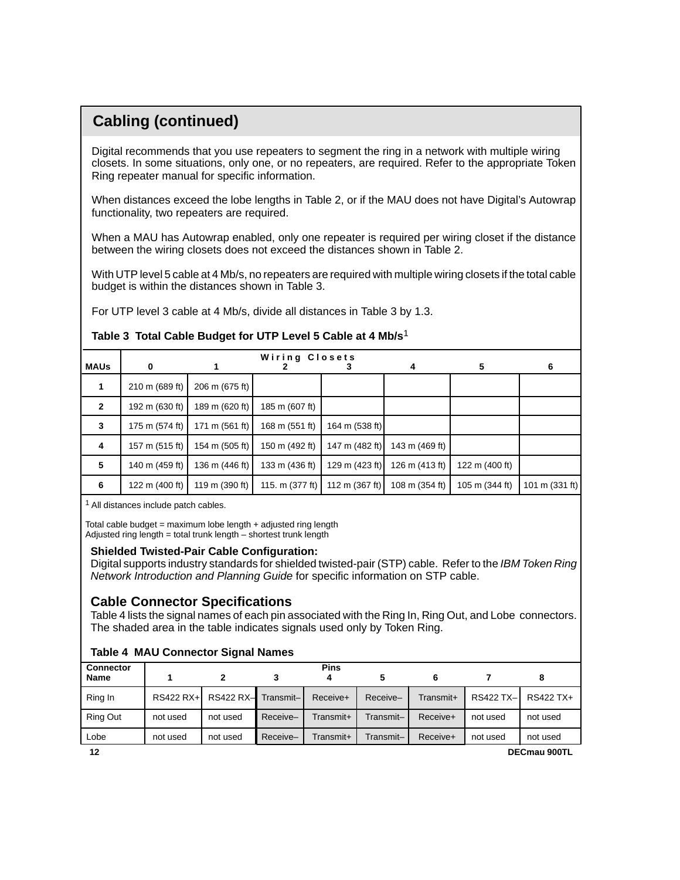## Cabling (continued)

Digital recommends that you use repeaters to segment the ring in a network with multiple wiring closets. In some situations, only one, or no repeaters, are required. Refer to the appropriate Token Ring repeater manual for specific information.

When distances exceed the lobe lengths in Table 2, or if the MAU does not have Digital's Autowrap functionality, two repeaters are required.

When a MAU has Autowrap enabled, only one repeater is required per wiring closet if the distance between the wiring closets does not exceed the distances shown in Table 2.

With UTP level 5 cable at 4 Mb/s, no repeaters are required with multiple wiring closets if the total cable budget is within the distances shown in Table 3.

For UTP level 3 cable at 4 Mb/s, divide all distances in Table 3 by 1.3.

**Table 3 Total Cable Budget for UTP Level 5 Cable at 4 Mb/s**[1]

| | Wiring Closets | | | | | | |
|---|---|---|---|---|---|---|---|
| **MAUs** | **0** | **1** | **2** | **3** | **4** | **5** | **6** |
| **1** | 210 m (689 ft) | 206 m (675 ft) | | | | | |
| **2** | 192 m (630 ft) | 189 m (620 ft) | 185 m (607 ft) | | | | |
| **3** | 175 m (574 ft) | 171 m (561 ft) | 168 m (551 ft) | 164 m (538 ft) | | | |
| **4** | 157 m (515 ft) | 154 m (505 ft) | 150 m (492 ft) | 147 m (482 ft) | 143 m (469 ft) | | |
| **5** | 140 m (459 ft) | 136 m (446 ft) | 133 m (436 ft) | 129 m (423 ft) | 126 m (413 ft) | 122 m (400 ft) | |
| **6** | 122 m (400 ft) | 119 m (390 ft) | 115. m (377 ft) | 112 m (367 ft) | 108 m (354 ft) | 105 m (344 ft) | 101 m (331 ft) |

[1] All distances include patch cables.

Total cable budget = maximum lobe length + adjusted ring length
Adjusted ring length = total trunk length – shortest trunk length

**Shielded Twisted-Pair Cable Configuration:**
Digital supports industry standards for shielded twisted-pair (STP) cable. Refer to the *IBM Token Ring Network Introduction and Planning Guide* for specific information on STP cable.

### Cable Connector Specifications

Table 4 lists the signal names of each pin associated with the Ring In, Ring Out, and Lobe connectors. The shaded area in the table indicates signals used only by Token Ring.

**Table 4 MAU Connector Signal Names**

| | Pins | | | | | | | |
|---|---|---|---|---|---|---|---|---|
| **Connector Name** | **1** | **2** | **3** | **4** | **5** | **6** | **7** | **8** |
| Ring In | RS422 RX+ | RS422 RX– | Transmit– | Receive+ | Receive– | Transmit+ | RS422 TX– | RS422 TX+ |
| Ring Out | not used | not used | Receive– | Transmit+ | Transmit– | Receive+ | not used | not used |
| Lobe | not used | not used | Receive– | Transmit+ | Transmit– | Receive+ | not used | not used |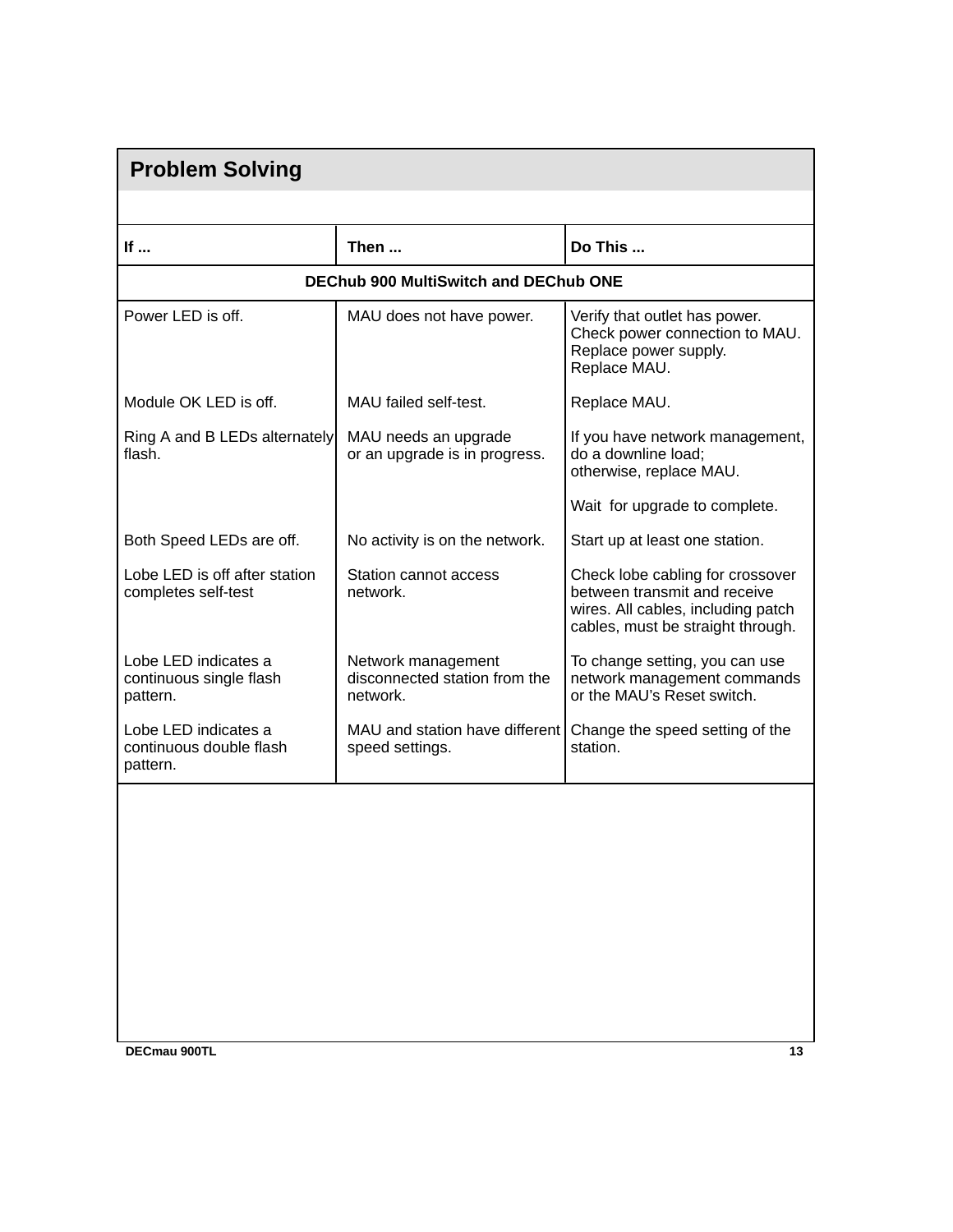## Problem Solving

| If ... | Then ... | Do This ... |
|---|---|---|
| **DEChub 900 MultiSwitch and DEChub ONE** | | |
| Power LED is off. | MAU does not have power. | Verify that outlet has power.<br>Check power connection to MAU.<br>Replace power supply.<br>Replace MAU. |
| Module OK LED is off. | MAU failed self-test. | Replace MAU. |
| Ring A and B LEDs alternately flash. | MAU needs an upgrade<br>or an upgrade is in progress. | If you have network management, do a downline load;<br>otherwise, replace MAU.<br><br>Wait for upgrade to complete. |
| Both Speed LEDs are off. | No activity is on the network. | Start up at least one station. |
| Lobe LED is off after station completes self-test | Station cannot access network. | Check lobe cabling for crossover between transmit and receive wires. All cables, including patch cables, must be straight through. |
| Lobe LED indicates a continuous single flash pattern. | Network management disconnected station from the network. | To change setting, you can use network management commands or the MAU's Reset switch. |
| Lobe LED indicates a continuous double flash pattern. | MAU and station have different speed settings. | Change the speed setting of the station. |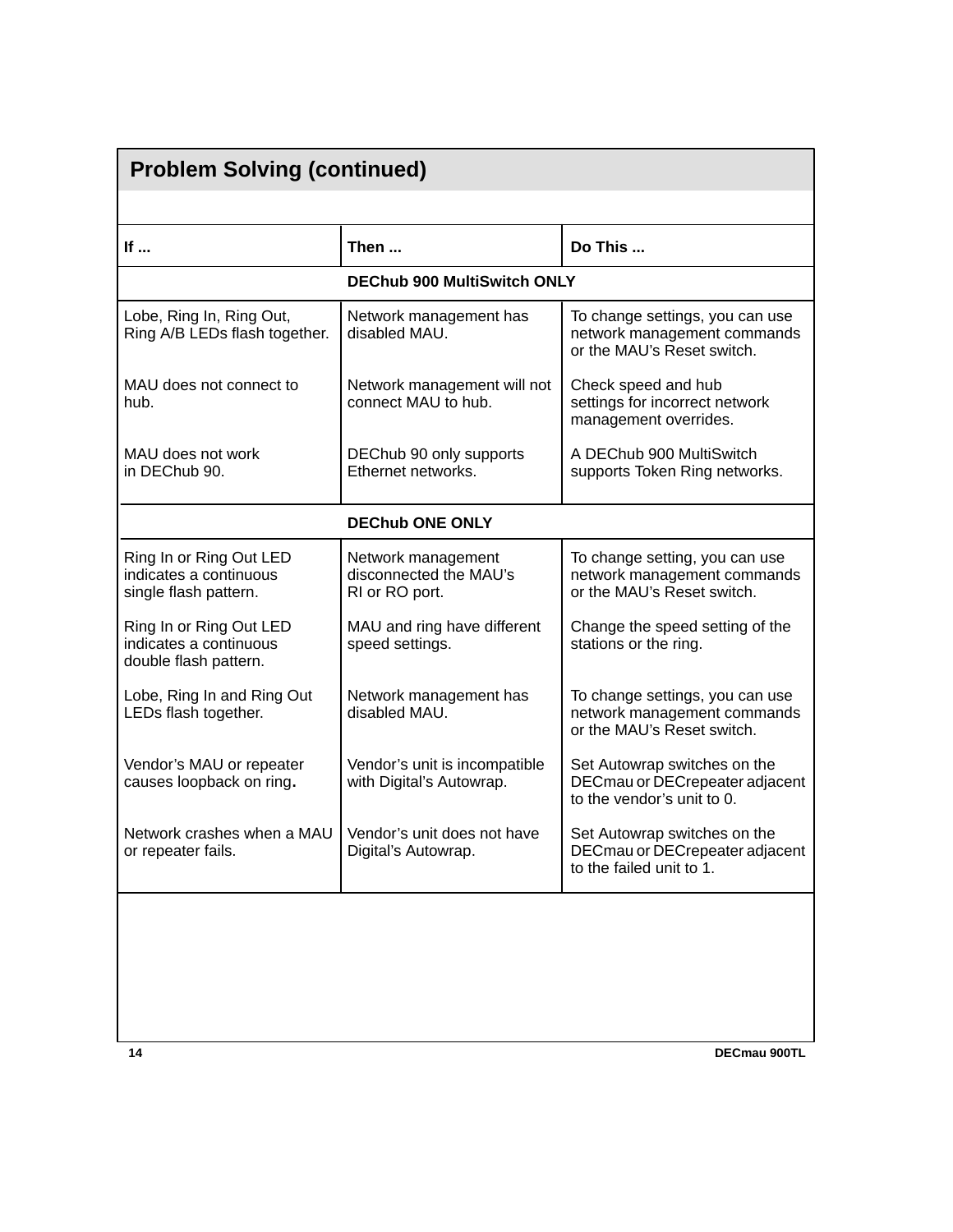## Problem Solving (continued)

| If ... | Then ... | Do This ... |
|---|---|---|
| **DEChub 900 MultiSwitch ONLY** | | |
| Lobe, Ring In, Ring Out, Ring A/B LEDs flash together. | Network management has disabled MAU. | To change settings, you can use network management commands or the MAU's Reset switch. |
| MAU does not connect to hub. | Network management will not connect MAU to hub. | Check speed and hub settings for incorrect network management overrides. |
| MAU does not work in DEChub 90. | DEChub 90 only supports Ethernet networks. | A DEChub 900 MultiSwitch supports Token Ring networks. |
| **DEChub ONE ONLY** | | |
| Ring In or Ring Out LED indicates a continuous single flash pattern. | Network management disconnected the MAU's RI or RO port. | To change setting, you can use network management commands or the MAU's Reset switch. |
| Ring In or Ring Out LED indicates a continuous double flash pattern. | MAU and ring have different speed settings. | Change the speed setting of the stations or the ring. |
| Lobe, Ring In and Ring Out LEDs flash together. | Network management has disabled MAU. | To change settings, you can use network management commands or the MAU's Reset switch. |
| Vendor's MAU or repeater causes loopback on ring. | Vendor's unit is incompatible with Digital's Autowrap. | Set Autowrap switches on the DECmau or DECrepeater adjacent to the vendor's unit to 0. |
| Network crashes when a MAU or repeater fails. | Vendor's unit does not have Digital's Autowrap. | Set Autowrap switches on the DECmau or DECrepeater adjacent to the failed unit to 1. |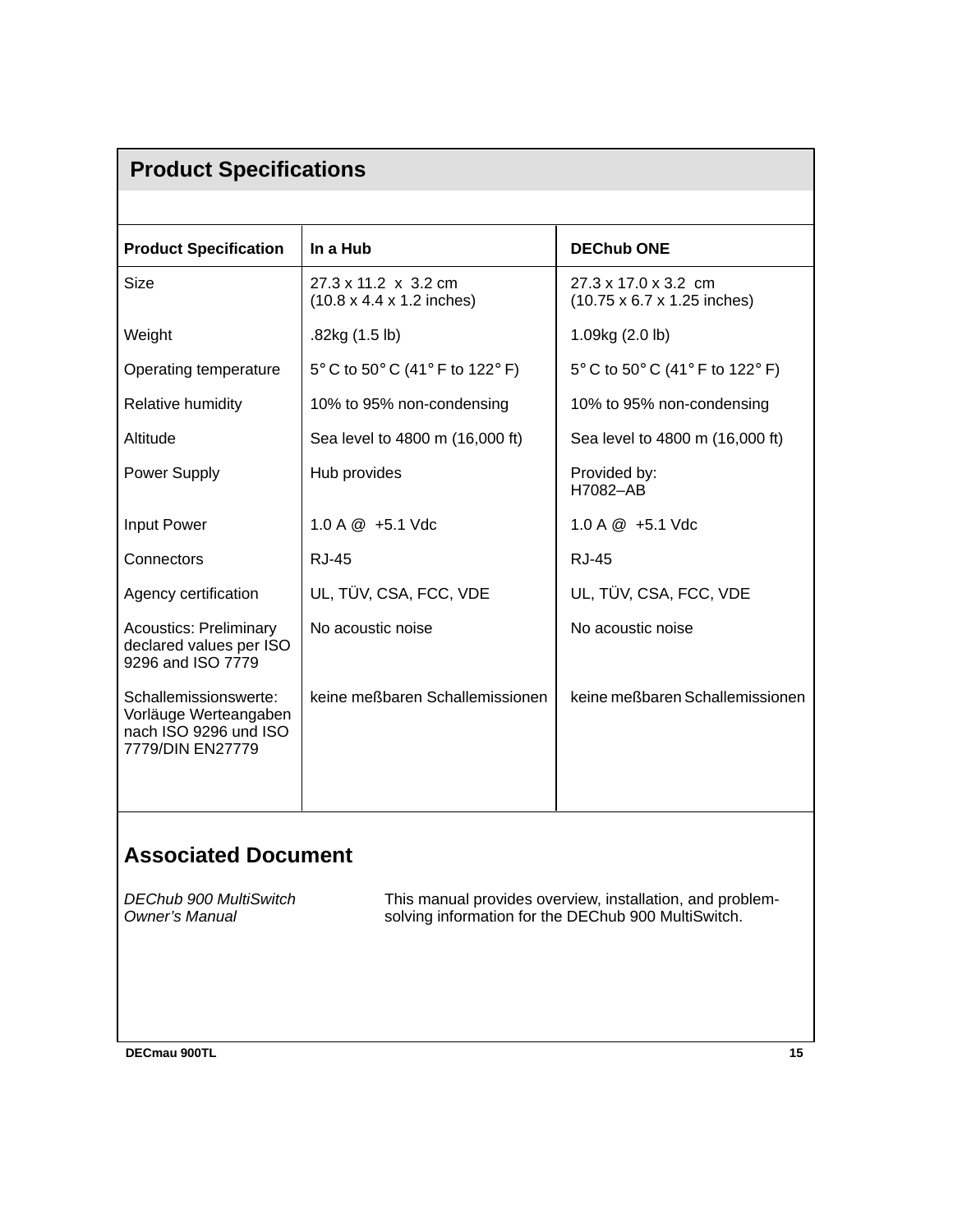## Product Specifications

| Product Specification | In a Hub | DEChub ONE |
|---|---|---|
| Size | 27.3 x 11.2 x 3.2 cm (10.8 x 4.4 x 1.2 inches) | 27.3 x 17.0 x 3.2 cm (10.75 x 6.7 x 1.25 inches) |
| Weight | .82kg (1.5 lb) | 1.09kg (2.0 lb) |
| Operating temperature | 5° C to 50° C (41° F to 122° F) | 5° C to 50° C (41° F to 122° F) |
| Relative humidity | 10% to 95% non-condensing | 10% to 95% non-condensing |
| Altitude | Sea level to 4800 m (16,000 ft) | Sea level to 4800 m (16,000 ft) |
| Power Supply | Hub provides | Provided by: H7082–AB |
| Input Power | 1.0 A @ +5.1 Vdc | 1.0 A @ +5.1 Vdc |
| Connectors | RJ-45 | RJ-45 |
| Agency certification | UL, TÜV, CSA, FCC, VDE | UL, TÜV, CSA, FCC, VDE |
| Acoustics: Preliminary declared values per ISO 9296 and ISO 7779 | No acoustic noise | No acoustic noise |
| Schallemissionswerte: Vorläuge Werteangaben nach ISO 9296 und ISO 7779/DIN EN27779 | keine meßbaren Schallemissionen | keine meßbaren Schallemissionen |

## Associated Document

*DEChub 900 MultiSwitch Owner's Manual* — This manual provides overview, installation, and problem-solving information for the DEChub 900 MultiSwitch.